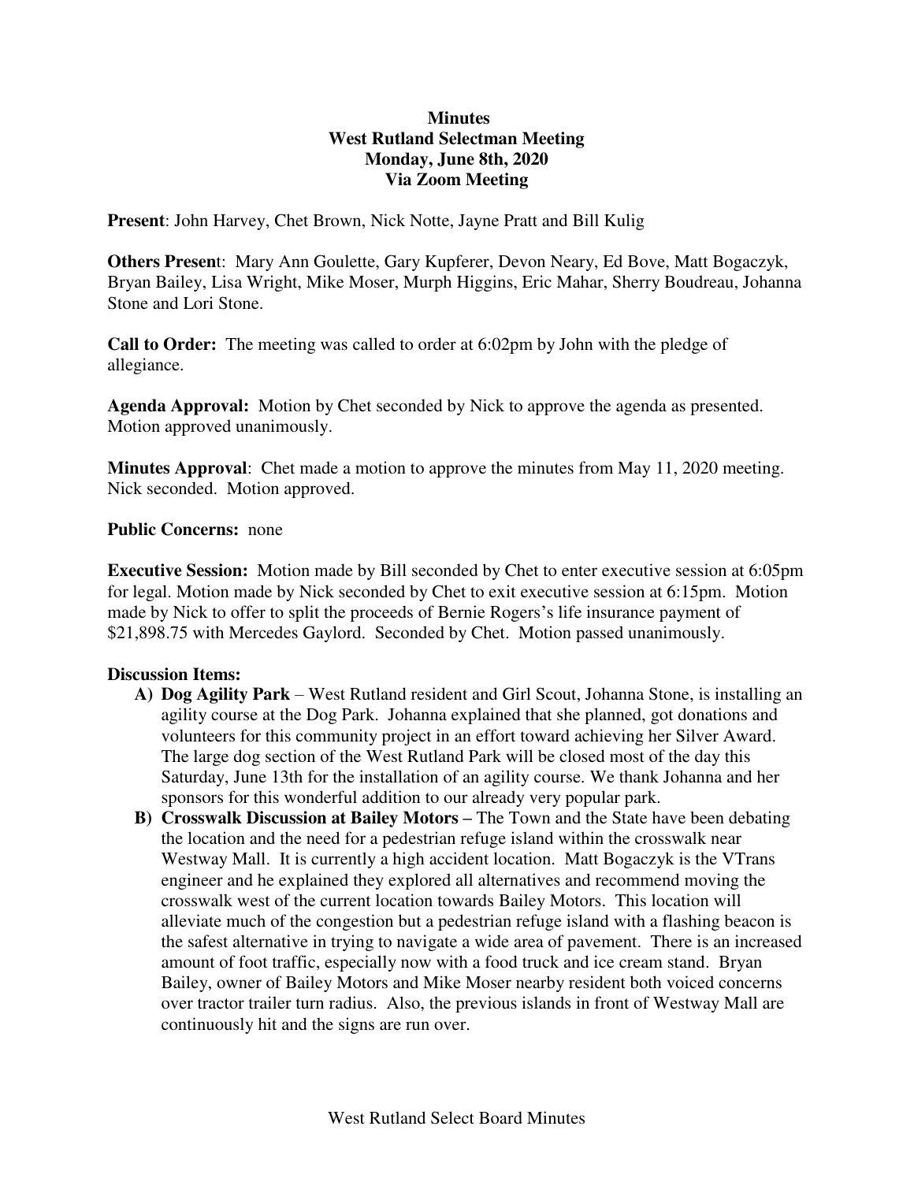**Minutes**
**West Rutland Selectman Meeting**
**Monday, June 8th, 2020**
**Via Zoom Meeting**

**Present**: John Harvey, Chet Brown, Nick Notte, Jayne Pratt and Bill Kulig

**Others Present**: Mary Ann Goulette, Gary Kupferer, Devon Neary, Ed Bove, Matt Bogaczyk, Bryan Bailey, Lisa Wright, Mike Moser, Murph Higgins, Eric Mahar, Sherry Boudreau, Johanna Stone and Lori Stone.

**Call to Order:** The meeting was called to order at 6:02pm by John with the pledge of allegiance.

**Agenda Approval:** Motion by Chet seconded by Nick to approve the agenda as presented. Motion approved unanimously.

**Minutes Approval**: Chet made a motion to approve the minutes from May 11, 2020 meeting. Nick seconded. Motion approved.

**Public Concerns:** none

**Executive Session:** Motion made by Bill seconded by Chet to enter executive session at 6:05pm for legal. Motion made by Nick seconded by Chet to exit executive session at 6:15pm. Motion made by Nick to offer to split the proceeds of Bernie Rogers's life insurance payment of $21,898.75 with Mercedes Gaylord. Seconded by Chet. Motion passed unanimously.

**Discussion Items:**

A) **Dog Agility Park** – West Rutland resident and Girl Scout, Johanna Stone, is installing an agility course at the Dog Park. Johanna explained that she planned, got donations and volunteers for this community project in an effort toward achieving her Silver Award. The large dog section of the West Rutland Park will be closed most of the day this Saturday, June 13th for the installation of an agility course. We thank Johanna and her sponsors for this wonderful addition to our already very popular park.

B) **Crosswalk Discussion at Bailey Motors –** The Town and the State have been debating the location and the need for a pedestrian refuge island within the crosswalk near Westway Mall. It is currently a high accident location. Matt Bogaczyk is the VTrans engineer and he explained they explored all alternatives and recommend moving the crosswalk west of the current location towards Bailey Motors. This location will alleviate much of the congestion but a pedestrian refuge island with a flashing beacon is the safest alternative in trying to navigate a wide area of pavement. There is an increased amount of foot traffic, especially now with a food truck and ice cream stand. Bryan Bailey, owner of Bailey Motors and Mike Moser nearby resident both voiced concerns over tractor trailer turn radius. Also, the previous islands in front of Westway Mall are continuously hit and the signs are run over.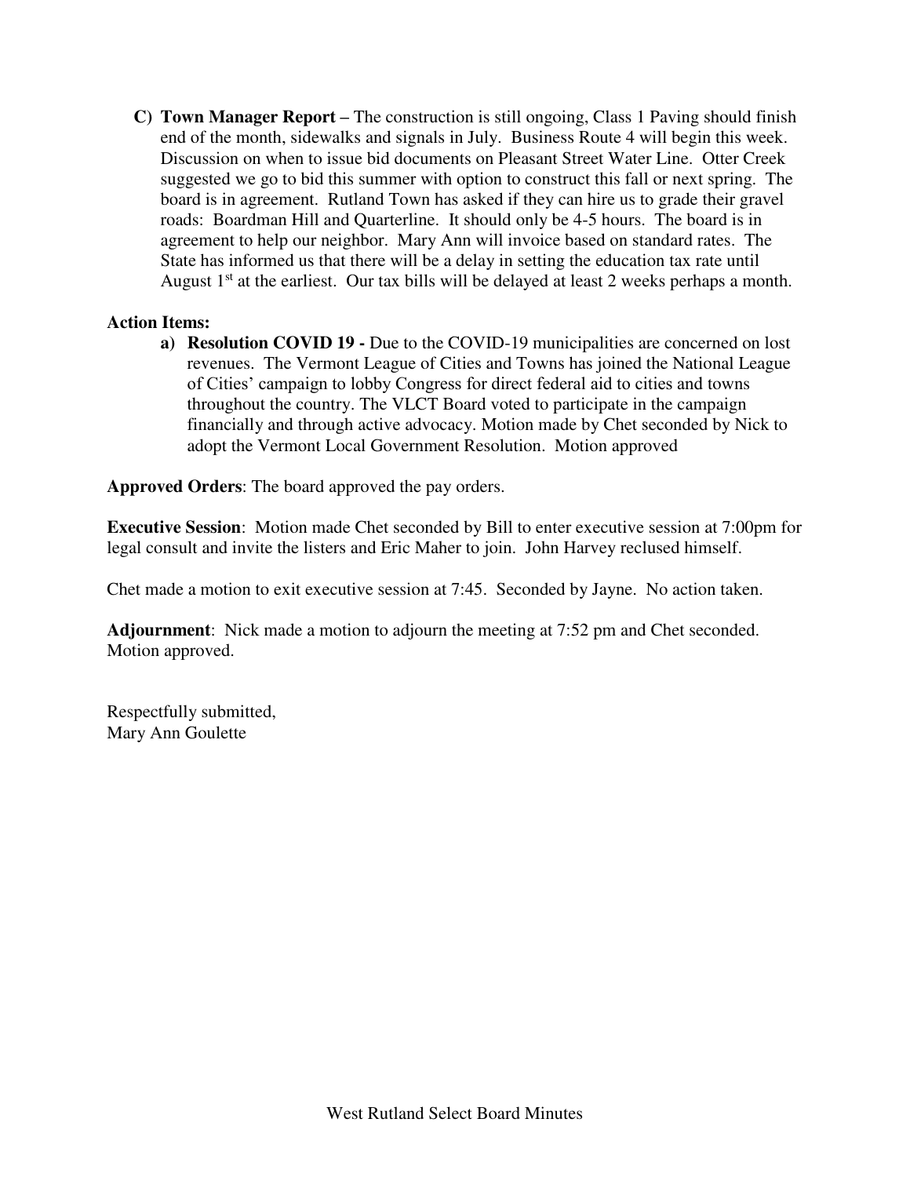**C) Town Manager Report –** The construction is still ongoing, Class 1 Paving should finish end of the month, sidewalks and signals in July. Business Route 4 will begin this week. Discussion on when to issue bid documents on Pleasant Street Water Line. Otter Creek suggested we go to bid this summer with option to construct this fall or next spring. The board is in agreement. Rutland Town has asked if they can hire us to grade their gravel roads: Boardman Hill and Quarterline. It should only be 4-5 hours. The board is in agreement to help our neighbor. Mary Ann will invoice based on standard rates. The State has informed us that there will be a delay in setting the education tax rate until August 1st at the earliest. Our tax bills will be delayed at least 2 weeks perhaps a month.

**Action Items:**

**a) Resolution COVID 19 -** Due to the COVID-19 municipalities are concerned on lost revenues. The Vermont League of Cities and Towns has joined the National League of Cities' campaign to lobby Congress for direct federal aid to cities and towns throughout the country. The VLCT Board voted to participate in the campaign financially and through active advocacy. Motion made by Chet seconded by Nick to adopt the Vermont Local Government Resolution. Motion approved

**Approved Orders**: The board approved the pay orders.

**Executive Session**: Motion made Chet seconded by Bill to enter executive session at 7:00pm for legal consult and invite the listers and Eric Maher to join. John Harvey reclused himself.

Chet made a motion to exit executive session at 7:45. Seconded by Jayne. No action taken.

**Adjournment**: Nick made a motion to adjourn the meeting at 7:52 pm and Chet seconded. Motion approved.

Respectfully submitted,
Mary Ann Goulette